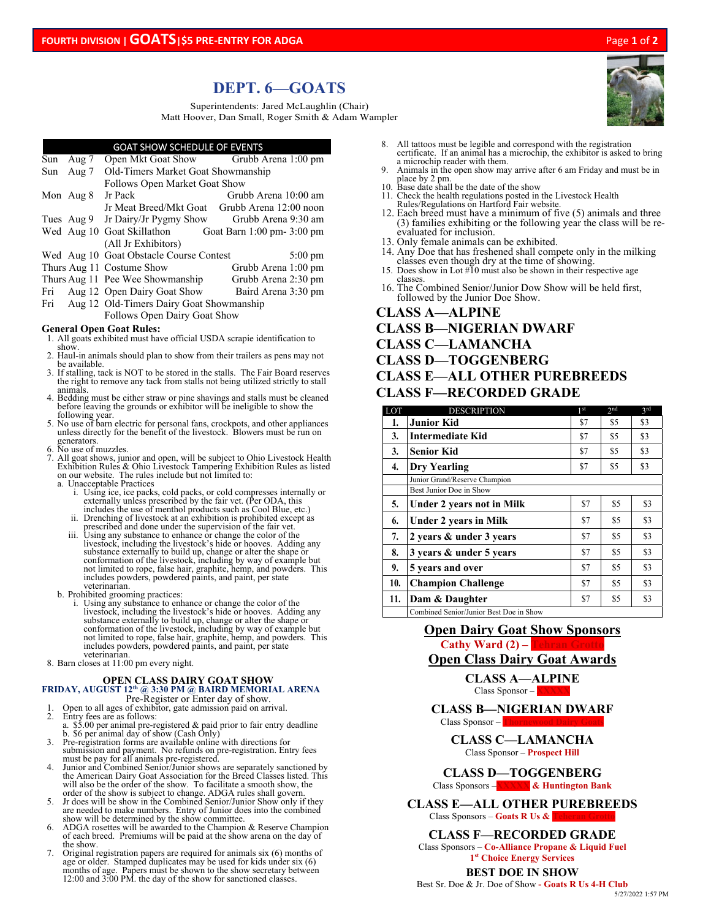# DEPT. 6—GOATS

Superintendents: Jared McLaughlin (Chair)
Matt Hoover, Dan Small, Roger Smith & Adam Wampler

**GOAT SHOW SCHEDULE OF EVENTS**

| | | | |
|---|---|---|---|
| Sun | Aug 7 | Open Mkt Goat Show | Grubb Arena 1:00 pm |
| Sun | Aug 7 | Old-Timers Market Goat Showmanship Follows Open Market Goat Show | |
| Mon | Aug 8 | Jr Pack | Grubb Arena 10:00 am |
| | | Jr Meat Breed/Mkt Goat | Grubb Arena 12:00 noon |
| Tues | Aug 9 | Jr Dairy/Jr Pygmy Show | Grubb Arena 9:30 am |
| Wed | Aug 10 | Goat Skillathon (All Jr Exhibitors) | Goat Barn 1:00 pm- 3:00 pm |
| Wed | Aug 10 | Goat Obstacle Course Contest | 5:00 pm |
| Thurs | Aug 11 | Costume Show | Grubb Arena 1:00 pm |
| Thurs | Aug 11 | Pee Wee Showmanship | Grubb Arena 2:30 pm |
| Fri | Aug 12 | Open Dairy Goat Show | Baird Arena 3:30 pm |
| Fri | Aug 12 | Old-Timers Dairy Goat Showmanship Follows Open Dairy Goat Show | |

**General Open Goat Rules:**

1. All goats exhibited must have official USDA scrapie identification to show.
2. Haul-in animals should plan to show from their trailers as pens may not be available.
3. If stalling, tack is NOT to be stored in the stalls. The Fair Board reserves the right to remove any tack from stalls not being utilized strictly to stall animals.
4. Bedding must be either straw or pine shavings and stalls must be cleaned before leaving the grounds or exhibitor will be ineligible to show the following year.
5. No use of barn electric for personal fans, crockpots, and other appliances unless directly for the benefit of the livestock. Blowers must be run on generators.
6. No use of muzzles.
7. All goat shows, junior and open, will be subject to Ohio Livestock Health Exhibition Rules & Ohio Livestock Tampering Exhibition Rules as listed on our website. The rules include but not limited to:
   a. Unacceptable Practices
      i. Using ice, ice packs, cold packs, or cold compresses internally or externally unless prescribed by the fair vet. (Per ODA, this includes the use of menthol products such as Cool Blue, etc.)
      ii. Drenching of livestock at an exhibition is prohibited except as prescribed and done under the supervision of the fair vet.
      iii. Using any substance to enhance or change the color of the livestock, including the livestock's hide or hooves. Adding any substance externally to build up, change or alter the shape or conformation of the livestock, including by way of example but not limited to rope, false hair, graphite, hemp, and powders. This includes powders, powdered paints, and paint, per state veterinarian.
   b. Prohibited grooming practices:
      i. Using any substance to enhance or change the color of the livestock, including the livestock's hide or hooves. Adding any substance externally to build up, change or alter the shape or conformation of the livestock, including by way of example but not limited to rope, false hair, graphite, hemp, and powders. This includes powders, powdered paints, and paint, per state veterinarian.
8. Barn closes at 11:00 pm every night.

## OPEN CLASS DAIRY GOAT SHOW

**FRIDAY, AUGUST 12th @ 3:30 PM @ BAIRD MEMORIAL ARENA**

Pre-Register or Enter day of show.

1. Open to all ages of exhibitor, gate admission paid on arrival.
2. Entry fees are as follows:
   a. $5.00 per animal pre-registered & paid prior to fair entry deadline
   b. $6 per animal day of show (Cash Only)
3. Pre-registration forms are available online with directions for submission and payment. No refunds on pre-registration. Entry fees must be pay for all animals pre-registered.
4. Junior and Combined Senior/Junior shows are separately sanctioned by the American Dairy Goat Association for the Breed Classes listed. This will also be the order of the show. To facilitate a smooth show, the order of the show is subject to change. ADGA rules shall govern.
5. Jr does will be show in the Combined Senior/Junior Show only if they are needed to make numbers. Entry of Junior does into the combined show will be determined by the show committee.
6. ADGA rosettes will be awarded to the Champion & Reserve Champion of each breed. Premiums will be paid at the show arena on the day of the show.
7. Original registration papers are required for animals six (6) months of age or older. Stamped duplicates may be used for kids under six (6) months of age. Papers must be shown to the show secretary between 12:00 and 3:00 PM. the day of the show for sanctioned classes.
8. All tattoos must be legible and correspond with the registration certificate. If an animal has a microchip, the exhibitor is asked to bring a microchip reader with them.
9. Animals in the open show may arrive after 6 am Friday and must be in place by 2 pm.
10. Base date shall be the date of the show
11. Check the health regulations posted in the Livestock Health Rules/Regulations on Hartford Fair website.
12. Each breed must have a minimum of five (5) animals and three (3) families exhibiting or the following year the class will be re-evaluated for inclusion.
13. Only female animals can be exhibited.
14. Any Doe that has freshened shall compete only in the milking classes even though dry at the time of showing.
15. Does show in Lot #10 must also be shown in their respective age classes.
16. The Combined Senior/Junior Dow Show will be held first, followed by the Junior Doe Show.

## CLASS A—ALPINE
## CLASS B—NIGERIAN DWARF
## CLASS C—LAMANCHA
## CLASS D—TOGGENBERG
## CLASS E—ALL OTHER PUREBREEDS
## CLASS F—RECORDED GRADE

| LOT | DESCRIPTION | 1st | 2nd | 3rd |
|---|---|---|---|---|
| 1. | **Junior Kid** | $7 | $5 | $3 |
| 3. | **Intermediate Kid** | $7 | $5 | $3 |
| 3. | **Senior Kid** | $7 | $5 | $3 |
| 4. | **Dry Yearling** | $7 | $5 | $3 |
| | Junior Grand/Reserve Champion | | | |
| | Best Junior Doe in Show | | | |
| 5. | **Under 2 years not in Milk** | $7 | $5 | $3 |
| 6. | **Under 2 years in Milk** | $7 | $5 | $3 |
| 7. | **2 years & under 3 years** | $7 | $5 | $3 |
| 8. | **3 years & under 5 years** | $7 | $5 | $3 |
| 9. | **5 years and over** | $7 | $5 | $3 |
| 10. | **Champion Challenge** | $7 | $5 | $3 |
| 11. | **Dam & Daughter** | $7 | $5 | $3 |
| | Combined Senior/Junior Best Doe in Show | | | |

## Open Dairy Goat Show Sponsors

Cathy Ward (2) – Tehran Grotto

## Open Class Dairy Goat Awards

**CLASS A—ALPINE**
Class Sponsor – XXXXX

**CLASS B—NIGERIAN DWARF**
Class Sponsor – Thornewood Dairy Goats

**CLASS C—LAMANCHA**
Class Sponsor – Prospect Hill

**CLASS D—TOGGENBERG**
Class Sponsors – XXXXX & Huntington Bank

**CLASS E—ALL OTHER PUREBREEDS**
Class Sponsors – Goats R Us & Tehran Grotto

**CLASS F—RECORDED GRADE**
Class Sponsors – Co-Alliance Propane & Liquid Fuel
1st Choice Energy Services

**BEST DOE IN SHOW**
Best Sr. Doe & Jr. Doe of Show - Goats R Us 4-H Club

5/27/2022 1:57 PM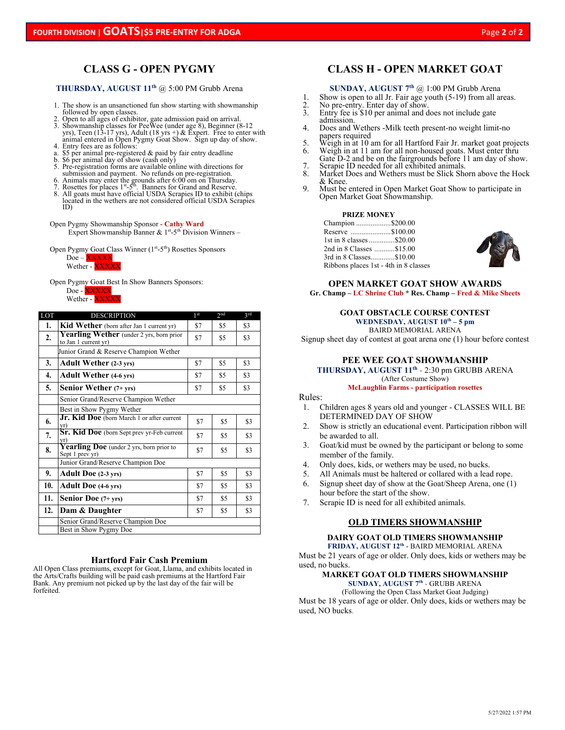## CLASS G - OPEN PYGMY

THURSDAY, AUGUST 11th @ 5:00 PM Grubb Arena

1. The show is an unsanctioned fun show starting with showmanship followed by open classes.
2. Open to all ages of exhibitor, gate admission paid on arrival.
3. Showmanship classes for PeeWee (under age 8), Beginner (8-12 yrs), Teen (13-17 yrs), Adult (18 yrs +) & Expert. Free to enter with animal entered in Open Pygmy Goat Show. Sign up day of show.
4. Entry fees are as follows:
   a. $5 per animal pre-registered & paid by fair entry deadline
   b. $6 per animal day of show (cash only)
5. Pre-registration forms are available online with directions for submission and payment. No refunds on pre-registration.
6. Animals may enter the grounds after 6:00 om on Thursday.
7. Rosettes for places 1st-5th. Banners for Grand and Reserve.
8. All goats must have official USDA Scrapies ID to exhibit (chips located in the wethers are not considered official USDA Scrapies ID)

Open Pygmy Showmanship Sponsor - **Cathy Ward**
Expert Showmanship Banner & 1st-5th Division Winners –

Open Pygmy Goat Class Winner (1st-5th) Rosettes Sponsors
Doe – XXXXX
Wether - XXXXX

Open Pygmy Goat Best In Show Banners Sponsors:
Doe - XXXXX
Wether - XXXXX

| LOT | DESCRIPTION | 1st | 2nd | 3rd |
|---|---|---|---|---|
| 1. | **Kid Wether** (born after Jan 1 current yr) | $7 | $5 | $3 |
| 2. | **Yearling Wether** (under 2 yrs, born prior to Jan 1 current yr) | $7 | $5 | $3 |
| | Junior Grand & Reserve Champion Wether | | | |
| 3. | **Adult Wether** (2-3 yrs) | $7 | $5 | $3 |
| 4. | **Adult Wether** (4-6 yrs) | $7 | $5 | $3 |
| 5. | **Senior Wether** (7+ yrs) | $7 | $5 | $3 |
| | Senior Grand/Reserve Champion Wether | | | |
| | Best in Show Pygmy Wether | | | |
| 6. | **Jr. Kid Doe** (born March 1 or after current yr) | $7 | $5 | $3 |
| 7. | **Sr. Kid Doe** (born Sept prev yr-Feb current yr) | $7 | $5 | $3 |
| 8. | **Yearling Doe** (under 2 yrs, born prior to Sept 1 prev yr) | $7 | $5 | $3 |
| | Junior Grand/Reserve Champion Doe | | | |
| 9. | **Adult Doe** (2-3 yrs) | $7 | $5 | $3 |
| 10. | **Adult Doe** (4-6 yrs) | $7 | $5 | $3 |
| 11. | **Senior Doe** (7+ yrs) | $7 | $5 | $3 |
| 12. | **Dam & Daughter** | $7 | $5 | $3 |
| | Senior Grand/Reserve Champion Doe | | | |
| | Best in Show Pygmy Doe | | | |

### Hartford Fair Cash Premium

All Open Class premiums, except for Goat, Llama, and exhibits located in the Arts/Crafts building will be paid cash premiums at the Hartford Fair Bank. Any premium not picked up by the last day of the fair will be forfeited.

## CLASS H - OPEN MARKET GOAT

SUNDAY, AUGUST 7th @ 1:00 PM Grubb Arena

1. Show is open to all Jr. Fair age youth (5-19) from all areas.
2. No pre-entry. Enter day of show.
3. Entry fee is $10 per animal and does not include gate admission.
4. Does and Wethers -Milk teeth present-no weight limit-no papers required
5. Weigh in at 10 am for all Hartford Fair Jr. market goat projects
6. Weigh in at 11 am for all non-housed goats. Must enter thru Gate D-2 and be on the fairgrounds before 11 am day of show.
7. Scrapie ID needed for all exhibited animals.
8. Market Does and Wethers must be Slick Shorn above the Hock & Knee.
9. Must be entered in Open Market Goat Show to participate in Open Market Goat Showmanship.

**PRIZE MONEY**

Champion ..................$200.00
Reserve ......................$100.00
1st in 8 classes .............$20.00
2nd in 8 Classes ...........$15.00
3rd in 8 Classes.............$10.00
Ribbons places 1st - 4th in 8 classes

### OPEN MARKET GOAT SHOW AWARDS

**Gr. Champ – LC Shrine Club * Res. Champ – Fred & Mike Sheets**

### GOAT OBSTACLE COURSE CONTEST

**WEDNESDAY, AUGUST 10th – 5 pm**
BAIRD MEMORIAL ARENA
Signup sheet day of contest at goat arena one (1) hour before contest

### PEE WEE GOAT SHOWMANSHIP

THURSDAY, AUGUST 11th - 2:30 pm GRUBB ARENA
(After Costume Show)
**McLaughlin Farms - participation rosettes**

Rules:

1. Children ages 8 years old and younger - CLASSES WILL BE DETERMINED DAY OF SHOW
2. Show is strictly an educational event. Participation ribbon will be awarded to all.
3. Goat/kid must be owned by the participant or belong to some member of the family.
4. Only does, kids, or wethers may be used, no bucks.
5. All Animals must be haltered or collared with a lead rope.
6. Signup sheet day of show at the Goat/Sheep Arena, one (1) hour before the start of the show.
7. Scrapie ID is need for all exhibited animals.

### OLD TIMERS SHOWMANSHIP

#### DAIRY GOAT OLD TIMERS SHOWMANSHIP

**FRIDAY, AUGUST 12th** - BAIRD MEMORIAL ARENA

Must be 21 years of age or older. Only does, kids or wethers may be used, no bucks.

#### MARKET GOAT OLD TIMERS SHOWMANSHIP

**SUNDAY, AUGUST 7th** - GRUBB ARENA
(Following the Open Class Market Goat Judging)

Must be 18 years of age or older. Only does, kids or wethers may be used, NO bucks.